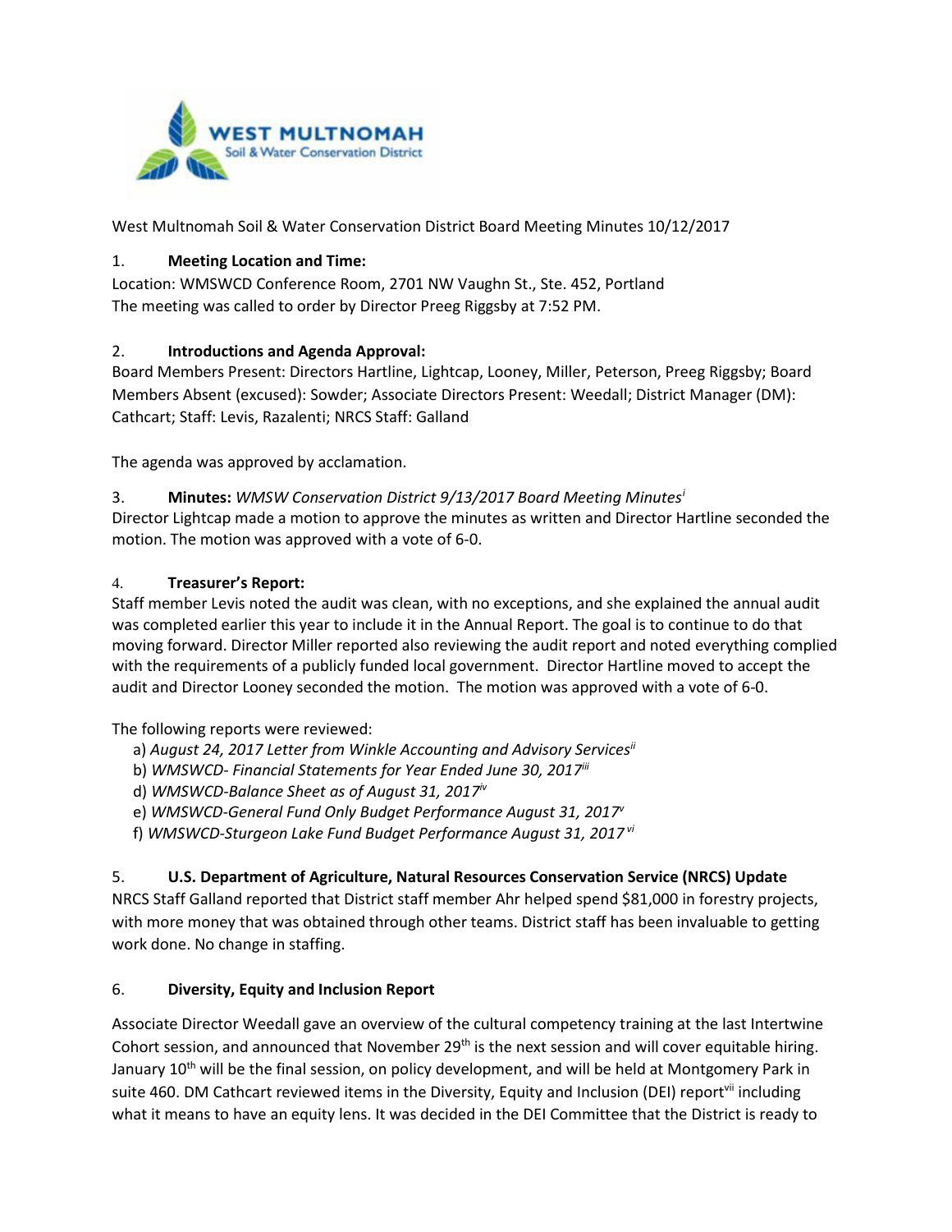West Multnomah Soil & Water Conservation District Board Meeting Minutes 10/12/2017

1. **Meeting Location and Time:**

Location: WMSWCD Conference Room, 2701 NW Vaughn St., Ste. 452, Portland
The meeting was called to order by Director Preeg Riggsby at 7:52 PM.

2. **Introductions and Agenda Approval:**

Board Members Present: Directors Hartline, Lightcap, Looney, Miller, Peterson, Preeg Riggsby; Board Members Absent (excused): Sowder; Associate Directors Present: Weedall; District Manager (DM): Cathcart; Staff: Levis, Razalenti; NRCS Staff: Galland

The agenda was approved by acclamation.

3. **Minutes:** *WMSW Conservation District 9/13/2017 Board Meeting Minutes*[i]

Director Lightcap made a motion to approve the minutes as written and Director Hartline seconded the motion. The motion was approved with a vote of 6-0.

4. **Treasurer's Report:**

Staff member Levis noted the audit was clean, with no exceptions, and she explained the annual audit was completed earlier this year to include it in the Annual Report. The goal is to continue to do that moving forward. Director Miller reported also reviewing the audit report and noted everything complied with the requirements of a publicly funded local government. Director Hartline moved to accept the audit and Director Looney seconded the motion. The motion was approved with a vote of 6-0.

The following reports were reviewed:

a) *August 24, 2017 Letter from Winkle Accounting and Advisory Services*[ii]
b) *WMSWCD- Financial Statements for Year Ended June 30, 2017*[iii]
d) *WMSWCD-Balance Sheet as of August 31, 2017*[iv]
e) *WMSWCD-General Fund Only Budget Performance August 31, 2017*[v]
f) *WMSWCD-Sturgeon Lake Fund Budget Performance August 31, 2017*[vi]

5. **U.S. Department of Agriculture, Natural Resources Conservation Service (NRCS) Update**

NRCS Staff Galland reported that District staff member Ahr helped spend $81,000 in forestry projects, with more money that was obtained through other teams. District staff has been invaluable to getting work done. No change in staffing.

6. **Diversity, Equity and Inclusion Report**

Associate Director Weedall gave an overview of the cultural competency training at the last Intertwine Cohort session, and announced that November 29th is the next session and will cover equitable hiring. January 10th will be the final session, on policy development, and will be held at Montgomery Park in suite 460. DM Cathcart reviewed items in the Diversity, Equity and Inclusion (DEI) report[vii] including what it means to have an equity lens. It was decided in the DEI Committee that the District is ready to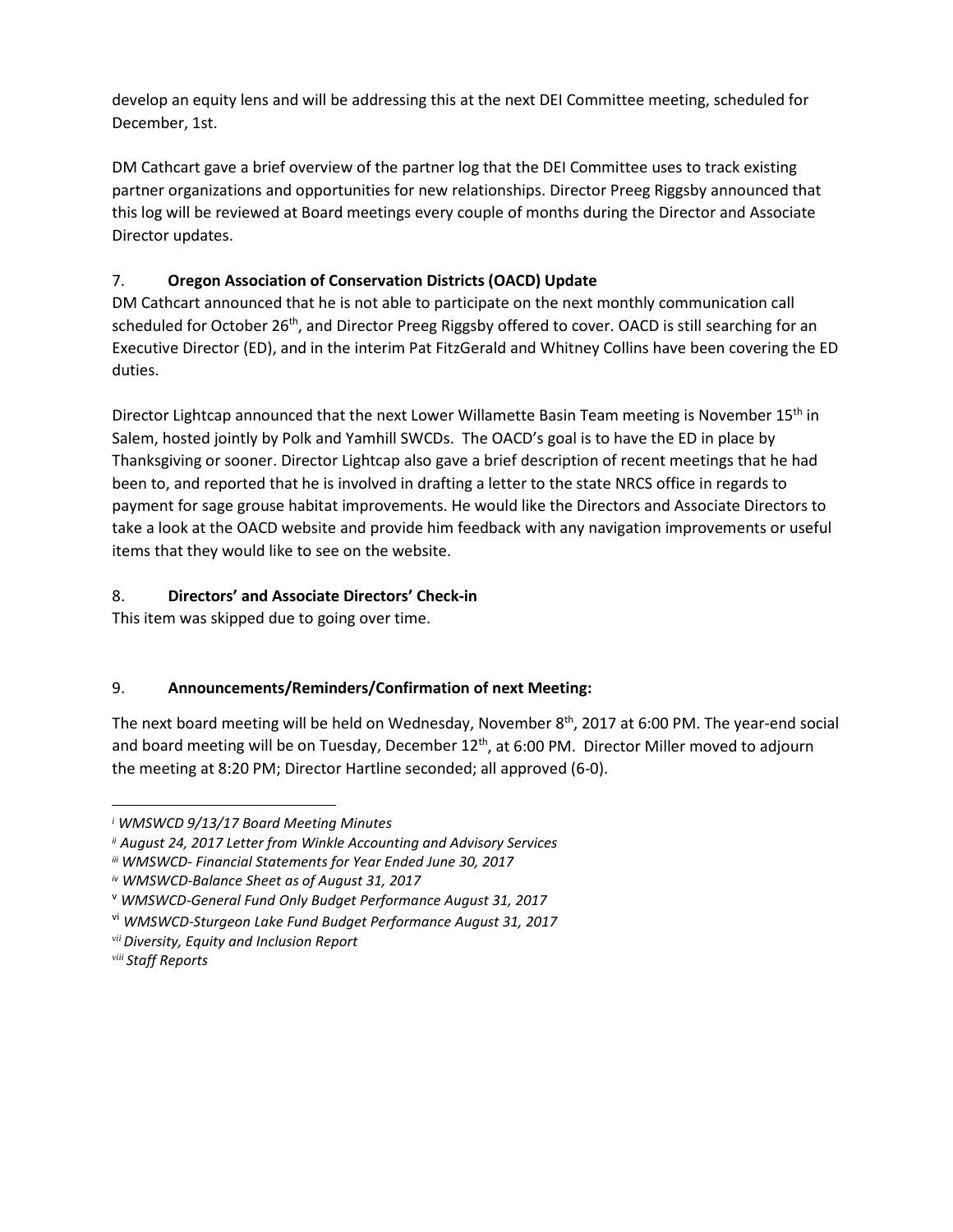develop an equity lens and will be addressing this at the next DEI Committee meeting, scheduled for December, 1st.

DM Cathcart gave a brief overview of the partner log that the DEI Committee uses to track existing partner organizations and opportunities for new relationships. Director Preeg Riggsby announced that this log will be reviewed at Board meetings every couple of months during the Director and Associate Director updates.

### 7. **Oregon Association of Conservation Districts (OACD) Update**

DM Cathcart announced that he is not able to participate on the next monthly communication call scheduled for October 26th, and Director Preeg Riggsby offered to cover. OACD is still searching for an Executive Director (ED), and in the interim Pat FitzGerald and Whitney Collins have been covering the ED duties.

Director Lightcap announced that the next Lower Willamette Basin Team meeting is November 15th in Salem, hosted jointly by Polk and Yamhill SWCDs. The OACD's goal is to have the ED in place by Thanksgiving or sooner. Director Lightcap also gave a brief description of recent meetings that he had been to, and reported that he is involved in drafting a letter to the state NRCS office in regards to payment for sage grouse habitat improvements. He would like the Directors and Associate Directors to take a look at the OACD website and provide him feedback with any navigation improvements or useful items that they would like to see on the website.

### 8. **Directors' and Associate Directors' Check-in**

This item was skipped due to going over time.

### 9. **Announcements/Reminders/Confirmation of next Meeting:**

The next board meeting will be held on Wednesday, November 8th, 2017 at 6:00 PM. The year-end social and board meeting will be on Tuesday, December 12th, at 6:00 PM. Director Miller moved to adjourn the meeting at 8:20 PM; Director Hartline seconded; all approved (6-0).

---

[i] *WMSWCD 9/13/17 Board Meeting Minutes*

[ii] *August 24, 2017 Letter from Winkle Accounting and Advisory Services*

[iii] *WMSWCD- Financial Statements for Year Ended June 30, 2017*

[iv] *WMSWCD-Balance Sheet as of August 31, 2017*

[v] *WMSWCD-General Fund Only Budget Performance August 31, 2017*

[vi] *WMSWCD-Sturgeon Lake Fund Budget Performance August 31, 2017*

[vii] *Diversity, Equity and Inclusion Report*

[viii] *Staff Reports*